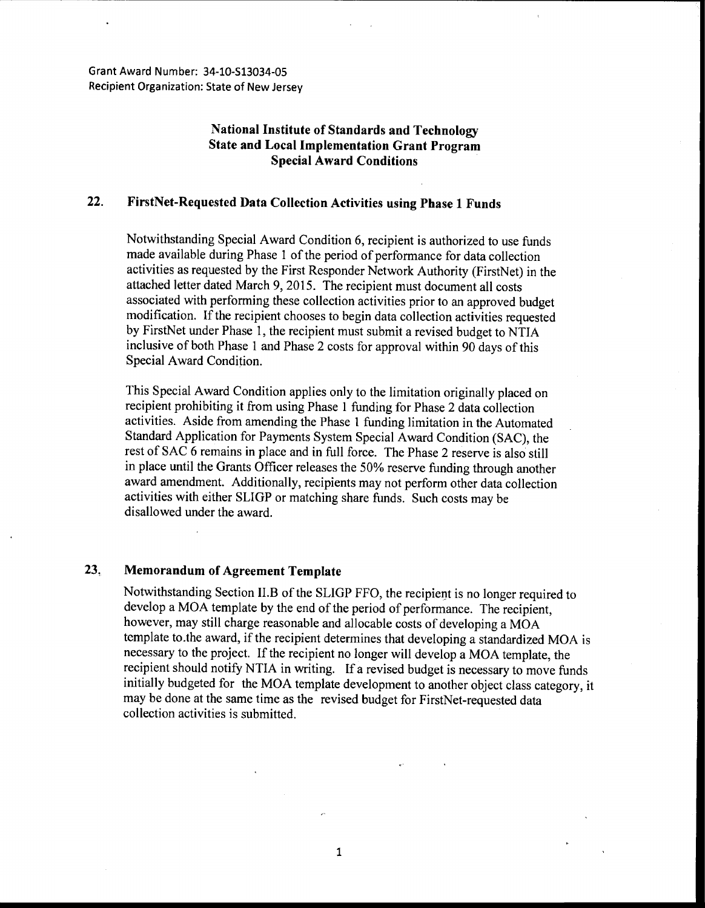Grant Award Number: 34-10-S13034-05
Recipient Organization: State of New Jersey

**National Institute of Standards and Technology**
**State and Local Implementation Grant Program**
**Special Award Conditions**

## 22. FirstNet-Requested Data Collection Activities using Phase 1 Funds

Notwithstanding Special Award Condition 6, recipient is authorized to use funds made available during Phase 1 of the period of performance for data collection activities as requested by the First Responder Network Authority (FirstNet) in the attached letter dated March 9, 2015. The recipient must document all costs associated with performing these collection activities prior to an approved budget modification. If the recipient chooses to begin data collection activities requested by FirstNet under Phase 1, the recipient must submit a revised budget to NTIA inclusive of both Phase 1 and Phase 2 costs for approval within 90 days of this Special Award Condition.

This Special Award Condition applies only to the limitation originally placed on recipient prohibiting it from using Phase 1 funding for Phase 2 data collection activities. Aside from amending the Phase 1 funding limitation in the Automated Standard Application for Payments System Special Award Condition (SAC), the rest of SAC 6 remains in place and in full force. The Phase 2 reserve is also still in place until the Grants Officer releases the 50% reserve funding through another award amendment. Additionally, recipients may not perform other data collection activities with either SLIGP or matching share funds. Such costs may be disallowed under the award.

## 23. Memorandum of Agreement Template

Notwithstanding Section II.B of the SLIGP FFO, the recipient is no longer required to develop a MOA template by the end of the period of performance. The recipient, however, may still charge reasonable and allocable costs of developing a MOA template to.the award, if the recipient determines that developing a standardized MOA is necessary to the project. If the recipient no longer will develop a MOA template, the recipient should notify NTIA in writing. If a revised budget is necessary to move funds initially budgeted for the MOA template development to another object class category, it may be done at the same time as the revised budget for FirstNet-requested data collection activities is submitted.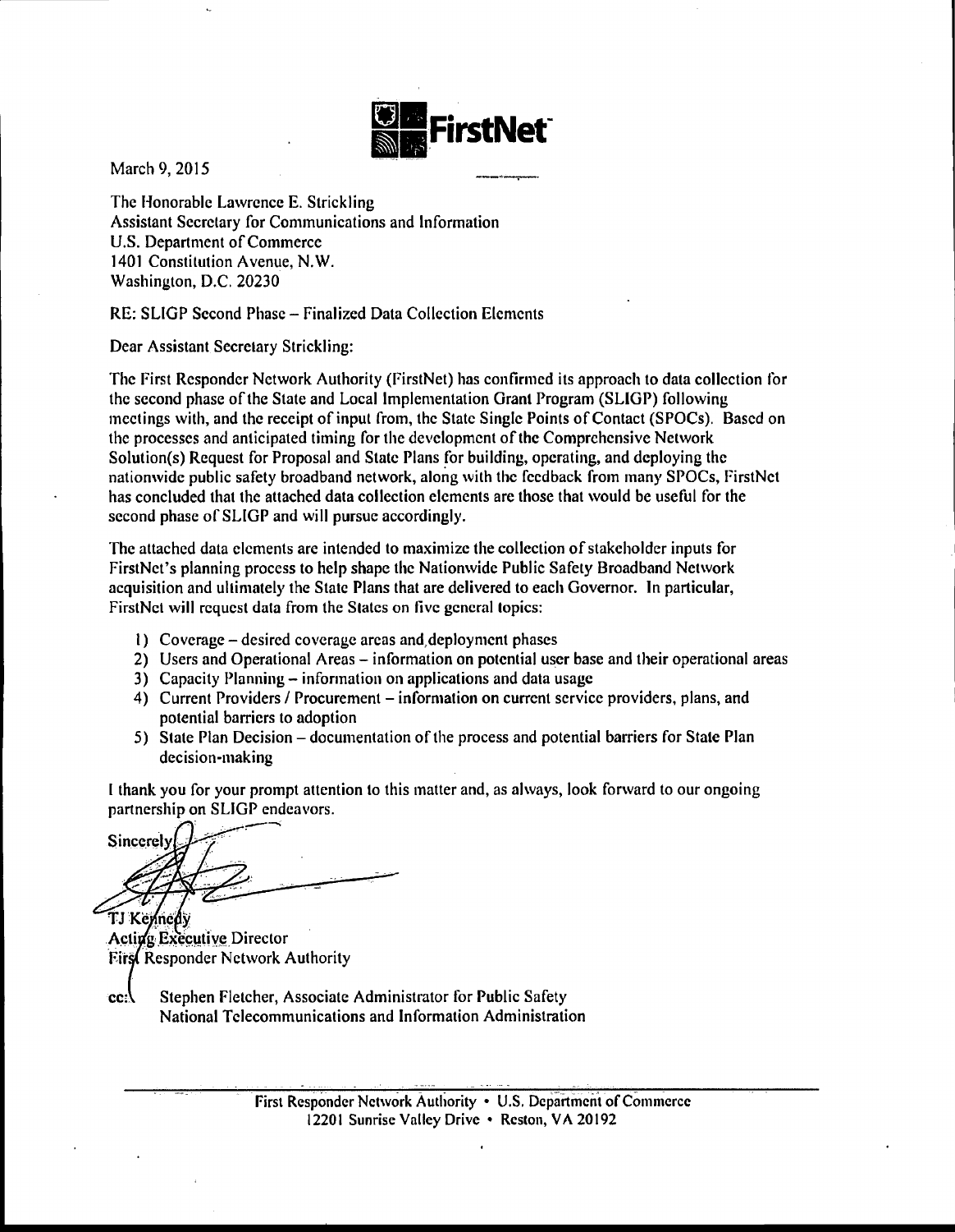FirstNet

March 9, 2015

The Honorable Lawrence E. Strickling
Assistant Secretary for Communications and Information
U.S. Department of Commerce
1401 Constitution Avenue, N.W.
Washington, D.C. 20230

RE: SLIGP Second Phase – Finalized Data Collection Elements

Dear Assistant Secretary Strickling:

The First Responder Network Authority (FirstNet) has confirmed its approach to data collection for the second phase of the State and Local Implementation Grant Program (SLIGP) following meetings with, and the receipt of input from, the State Single Points of Contact (SPOCs). Based on the processes and anticipated timing for the development of the Comprehensive Network Solution(s) Request for Proposal and State Plans for building, operating, and deploying the nationwide public safety broadband network, along with the feedback from many SPOCs, FirstNet has concluded that the attached data collection elements are those that would be useful for the second phase of SLIGP and will pursue accordingly.

The attached data elements are intended to maximize the collection of stakeholder inputs for FirstNet's planning process to help shape the Nationwide Public Safety Broadband Network acquisition and ultimately the State Plans that are delivered to each Governor. In particular, FirstNet will request data from the States on five general topics:

1) Coverage – desired coverage areas and deployment phases
2) Users and Operational Areas – information on potential user base and their operational areas
3) Capacity Planning – information on applications and data usage
4) Current Providers / Procurement – information on current service providers, plans, and potential barriers to adoption
5) State Plan Decision – documentation of the process and potential barriers for State Plan decision-making

I thank you for your prompt attention to this matter and, as always, look forward to our ongoing partnership on SLIGP endeavors.

Sincerely,

TJ Kennedy
Acting Executive Director
First Responder Network Authority

cc: Stephen Fletcher, Associate Administrator for Public Safety
National Telecommunications and Information Administration

First Responder Network Authority • U.S. Department of Commerce
12201 Sunrise Valley Drive • Reston, VA 20192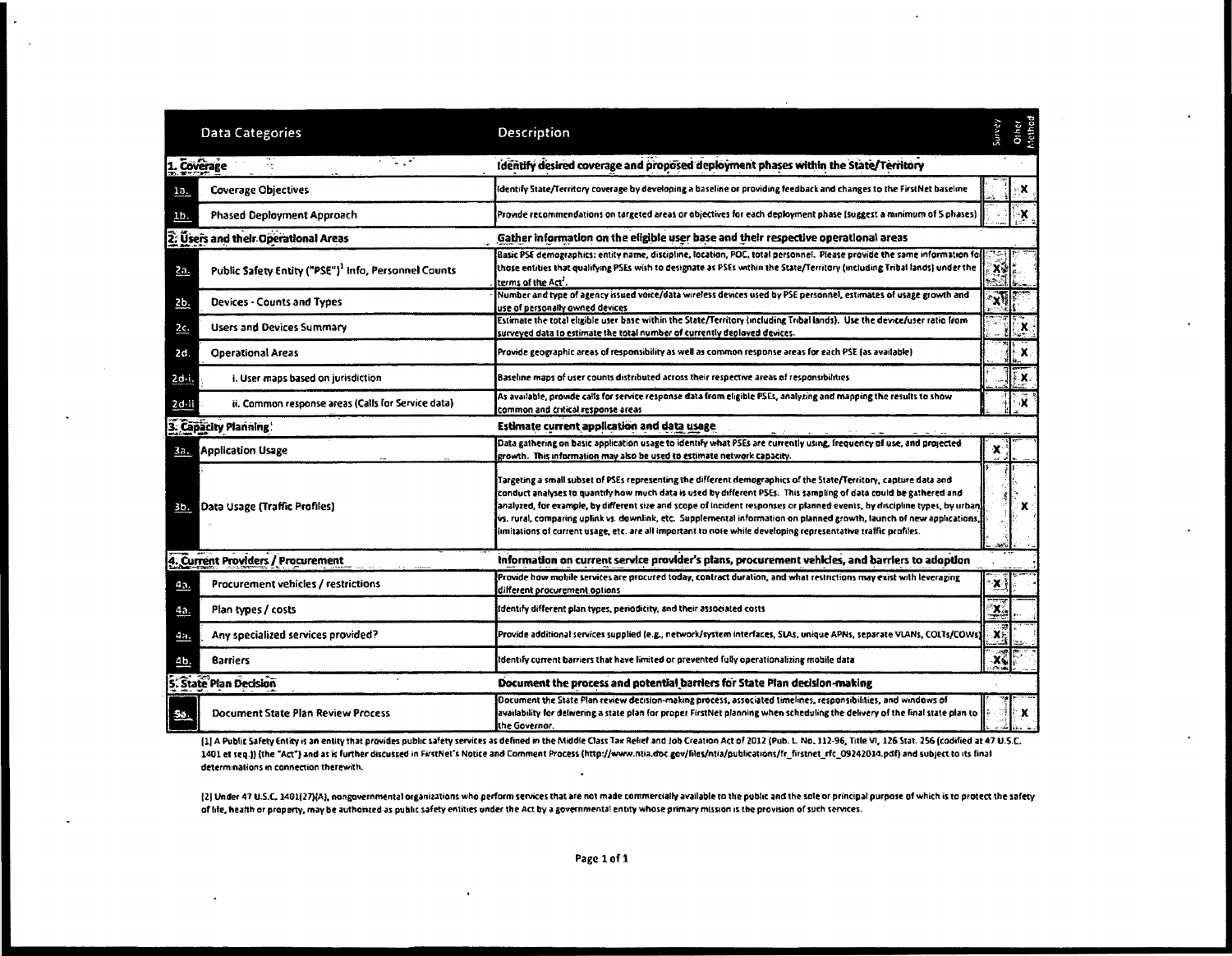| | Data Categories | Description | Survey | Other Method |
|---|---|---|---|---|
| **1. Coverage** | | **Identify desired coverage and proposed deployment phases within the State/Territory** | | |
| 1a. | Coverage Objectives | Identify State/Territory coverage by developing a baseline or providing feedback and changes to the FirstNet baseline | | X |
| 1b. | Phased Deployment Approach | Provide recommendations on targeted areas or objectives for each deployment phase (suggest a minimum of 5 phases) | | X |
| **2. Users and their Operational Areas** | | **Gather information on the eligible user base and their respective operational areas** | | |
| 2a. | Public Safety Entity ("PSE")[1] Info, Personnel Counts | Basic PSE demographics: entity name, discipline, location, POC, total personnel. Please provide the same information for those entities that qualifying PSEs wish to designate as PSEs within the State/Territory (including Tribal lands) under the terms of the Act[2]. | X | |
| 2b. | Devices - Counts and Types | Number and type of agency issued voice/data wireless devices used by PSE personnel, estimates of usage growth and use of personally owned devices | X | |
| 2c. | Users and Devices Summary | Estimate the total eligible user base within the State/Territory (including Tribal lands). Use the device/user ratio from surveyed data to estimate the total number of currently deployed devices. | | X |
| 2d. | Operational Areas | Provide geographic areas of responsibility as well as common response areas for each PSE (as available) | | X |
| 2d-i. | i. User maps based on jurisdiction | Baseline maps of user counts distributed across their respective areas of responsibilities | | X |
| 2d-ii | ii. Common response areas (Calls for Service data) | As available, provide calls for service response data from eligible PSEs, analyzing and mapping the results to show common and critical response areas | | X |
| **3. Capacity Planning** | | **Estimate current application and data usage** | | |
| 3a. | Application Usage | Data gathering on basic application usage to identify what PSEs are currently using, frequency of use, and projected growth. This information may also be used to estimate network capacity. | X | |
| 3b. | Data Usage (Traffic Profiles) | Targeting a small subset of PSEs representing the different demographics of the State/Territory, capture data and conduct analyses to quantify how much data is used by different PSEs. This sampling of data could be gathered and analyzed, for example, by different size and scope of incident responses or planned events, by discipline types, by urban vs. rural, comparing uplink vs. downlink, etc. Supplemental information on planned growth, launch of new applications, limitations of current usage, etc. are all important to note while developing representative traffic profiles. | | X |
| **4. Current Providers / Procurement** | | **Information on current service provider's plans, procurement vehicles, and barriers to adoption** | | |
| 4a. | Procurement vehicles / restrictions | Provide how mobile services are procured today, contract duration, and what restrictions may exist with leveraging different procurement options | X | |
| 4a. | Plan types / costs | Identify different plan types, periodicity, and their associated costs | X | |
| 4a. | Any specialized services provided? | Provide additional services supplied (e.g., network/system interfaces, SLAs, unique APNs, separate VLANs, COLTs/COWs) | X | |
| 4b. | Barriers | Identify current barriers that have limited or prevented fully operationalizing mobile data | X | |
| **5. State Plan Decision** | | **Document the process and potential barriers for State Plan decision-making** | | |
| 5a. | Document State Plan Review Process | Document the State Plan review decision-making process, associated timelines, responsibilities, and windows of availability for delivering a state plan to for proper FirstNet planning when scheduling the delivery of the final state plan to the Governor. | | X |

[1] A Public Safety Entity is an entity that provides public safety services as defined in the Middle Class Tax Relief and Job Creation Act of 2012 (Pub. L. No. 112-96, Title VI, 126 Stat. 256 (codified at 47 U.S.C. 1401 et seq.)) (the "Act") and as is further discussed in FirstNet's Notice and Comment Process (http://www.ntia.doc.gov/files/ntia/publications/fr_firstnet_rfc_09242014.pdf) and subject to its final determinations in connection therewith.

[2] Under 47 U.S.C. 1401(27)(A), nongovernmental organizations who perform services that are not made commercially available to the public and the sole or principal purpose of which is to protect the safety of life, health or property, may be authorized as public safety entities under the Act by a governmental entity whose primary mission is the provision of such services.